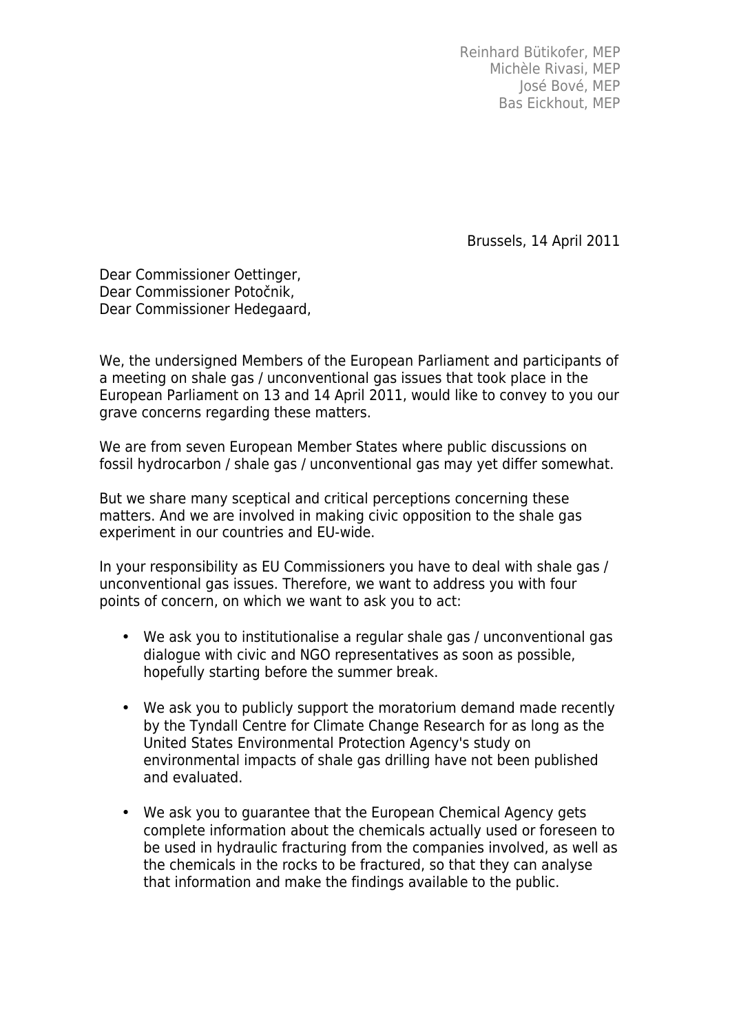Reinhard Bütikofer, MEP
Michèle Rivasi, MEP
José Bové, MEP
Bas Eickhout, MEP

Brussels, 14 April 2011

Dear Commissioner Oettinger,
Dear Commissioner Potočnik,
Dear Commissioner Hedegaard,

We, the undersigned Members of the European Parliament and participants of a meeting on shale gas / unconventional gas issues that took place in the European Parliament on 13 and 14 April 2011, would like to convey to you our grave concerns regarding these matters.

We are from seven European Member States where public discussions on fossil hydrocarbon / shale gas / unconventional gas may yet differ somewhat.

But we share many sceptical and critical perceptions concerning these matters. And we are involved in making civic opposition to the shale gas experiment in our countries and EU-wide.

In your responsibility as EU Commissioners you have to deal with shale gas / unconventional gas issues. Therefore, we want to address you with four points of concern, on which we want to ask you to act:

- We ask you to institutionalise a regular shale gas / unconventional gas dialogue with civic and NGO representatives as soon as possible, hopefully starting before the summer break.
- We ask you to publicly support the moratorium demand made recently by the Tyndall Centre for Climate Change Research for as long as the United States Environmental Protection Agency's study on environmental impacts of shale gas drilling have not been published and evaluated.
- We ask you to guarantee that the European Chemical Agency gets complete information about the chemicals actually used or foreseen to be used in hydraulic fracturing from the companies involved, as well as the chemicals in the rocks to be fractured, so that they can analyse that information and make the findings available to the public.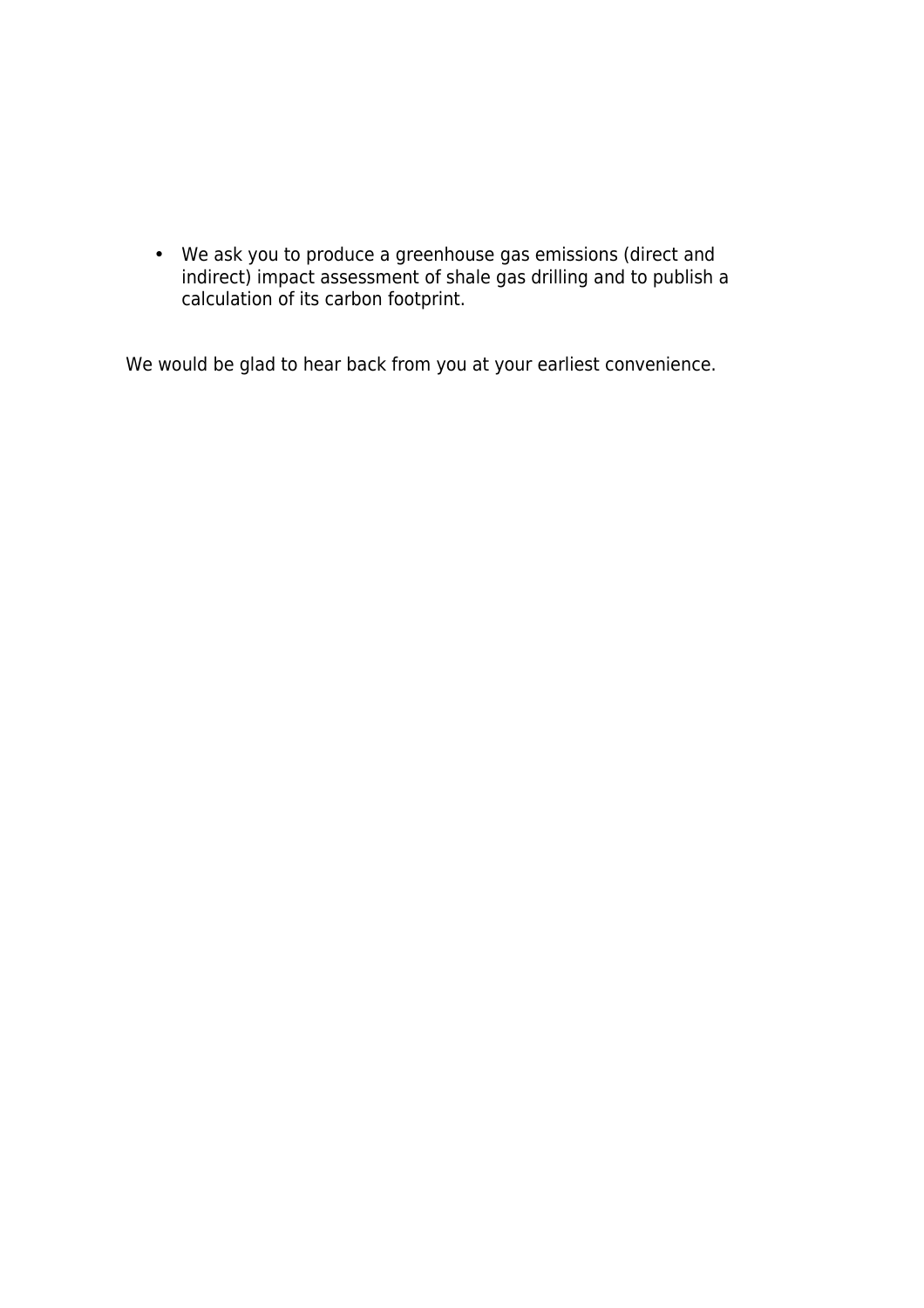- We ask you to produce a greenhouse gas emissions (direct and indirect) impact assessment of shale gas drilling and to publish a calculation of its carbon footprint.

We would be glad to hear back from you at your earliest convenience.